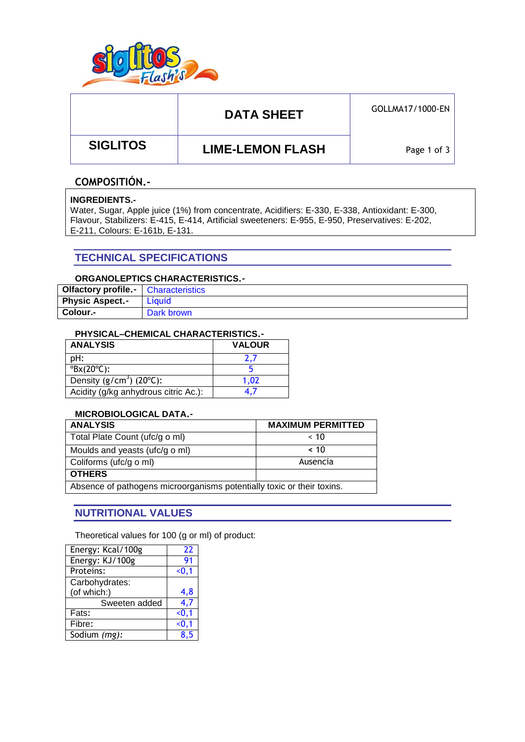| | DATA SHEET | GOLLMA17/1000-EN |
|---|---|---|
| **SIGLITOS** | **LIME-LEMON FLASH** | |

## COMPOSITIÓN.-

**INGREDIENTS.-**
Water, Sugar, Apple juice (1%) from concentrate, Acidifiers: E-330, E-338, Antioxidant: E-300, Flavour, Stabilizers: E-415, E-414, Artificial sweeteners: E-955, E-950, Preservatives: E-202, E-211, Colours: E-161b, E-131.

## TECHNICAL SPECIFICATIONS

### ORGANOLEPTICS CHARACTERISTICS.-

| **Olfactory profile.-** | Characteristics |
|---|---|
| **Physic Aspect.-** | Líquid |
| **Colour.-** | Dark brown |

### PHYSICAL–CHEMICAL CHARACTERISTICS.-

| ANALYSIS | VALOUR |
|---|---|
| pH: | 2,7 |
| °Bx(20°C): | 5 |
| Density (g/cm$^3$) (20°C): | 1,02 |
| Acidity (g/kg anhydrous citric Ac.): | 4,7 |

### MICROBIOLOGICAL DATA.-

| ANALYSIS | MAXIMUM PERMITTED |
|---|---|
| Total Plate Count (ufc/g o ml) | < 10 |
| Moulds and yeasts (ufc/g o ml) | < 10 |
| Coliforms (ufc/g o ml) | Ausencia |
| **OTHERS** | |
| Absence of pathogens microorganisms potentially toxic or their toxins. | |

## NUTRITIONAL VALUES

Theoretical values for 100 (g or ml) of product:

| | |
|---|---|
| Energy: Kcal/100g | 22 |
| Energy: KJ/100g | 91 |
| Proteins: | <0,1 |
| Carbohydrates: (of which:) | 4,8 |
| Sweeten added | 4,7 |
| Fats: | <0,1 |
| Fibre: | <0,1 |
| Sodium *(mg)*: | 8,5 |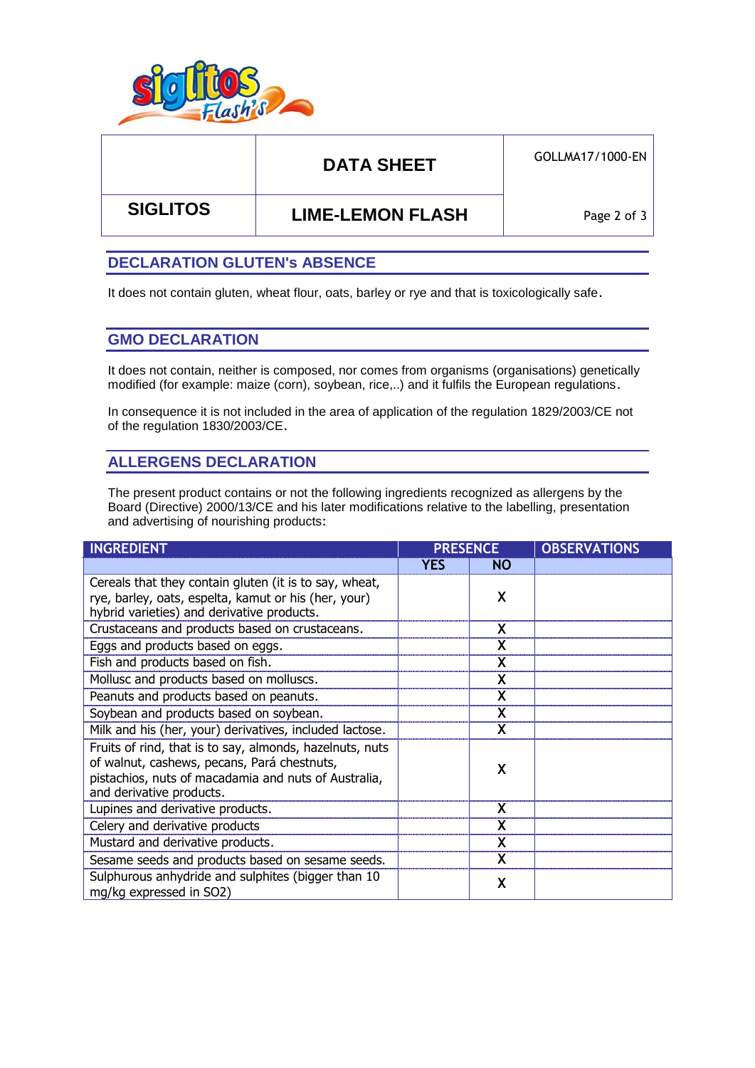| | DATA SHEET | GOLLMA17/1000-EN |
|---|---|---|
| SIGLITOS | LIME-LEMON FLASH | |

## DECLARATION GLUTEN's ABSENCE

It does not contain gluten, wheat flour, oats, barley or rye and that is toxicologically safe.

## GMO DECLARATION

It does not contain, neither is composed, nor comes from organisms (organisations) genetically modified (for example: maize (corn), soybean, rice,..) and it fulfils the European regulations.

In consequence it is not included in the area of application of the regulation 1829/2003/CE not of the regulation 1830/2003/CE.

## ALLERGENS DECLARATION

The present product contains or not the following ingredients recognized as allergens by the Board (Directive) 2000/13/CE and his later modifications relative to the labelling, presentation and advertising of nourishing products:

| INGREDIENT | PRESENCE | | OBSERVATIONS |
|---|---|---|---|
| | YES | NO | |
| Cereals that they contain gluten (it is to say, wheat, rye, barley, oats, espelta, kamut or his (her, your) hybrid varieties) and derivative products. | | X | |
| Crustaceans and products based on crustaceans. | | X | |
| Eggs and products based on eggs. | | X | |
| Fish and products based on fish. | | X | |
| Mollusc and products based on molluscs. | | X | |
| Peanuts and products based on peanuts. | | X | |
| Soybean and products based on soybean. | | X | |
| Milk and his (her, your) derivatives, included lactose. | | X | |
| Fruits of rind, that is to say, almonds, hazelnuts, nuts of walnut, cashews, pecans, Pará chestnuts, pistachios, nuts of macadamia and nuts of Australia, and derivative products. | | X | |
| Lupines and derivative products. | | X | |
| Celery and derivative products | | X | |
| Mustard and derivative products. | | X | |
| Sesame seeds and products based on sesame seeds. | | X | |
| Sulphurous anhydride and sulphites (bigger than 10 mg/kg expressed in SO2) | | X | |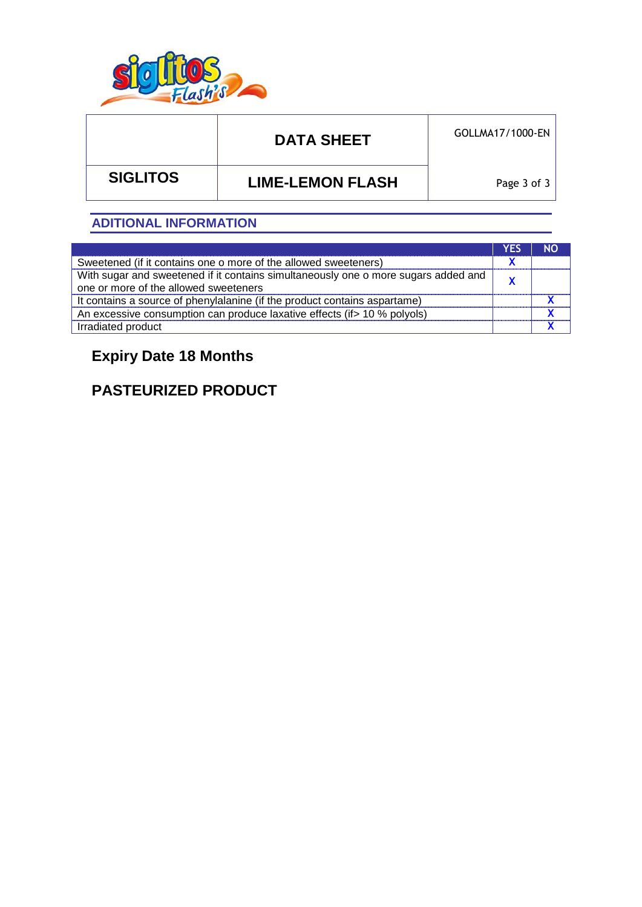| | DATA SHEET | GOLLMA17/1000-EN |
|---|---|---|
| SIGLITOS | LIME-LEMON FLASH | |

## ADITIONAL INFORMATION

| | YES | NO |
|---|---|---|
| Sweetened (if it contains one o more of the allowed sweeteners) | X | |
| With sugar and sweetened if it contains simultaneously one o more sugars added and one or more of the allowed sweeteners | X | |
| It contains a source of phenylalanine (if the product contains aspartame) | | X |
| An excessive consumption can produce laxative effects (if> 10 % polyols) | | X |
| Irradiated product | | X |

## Expiry Date 18 Months

## PASTEURIZED PRODUCT